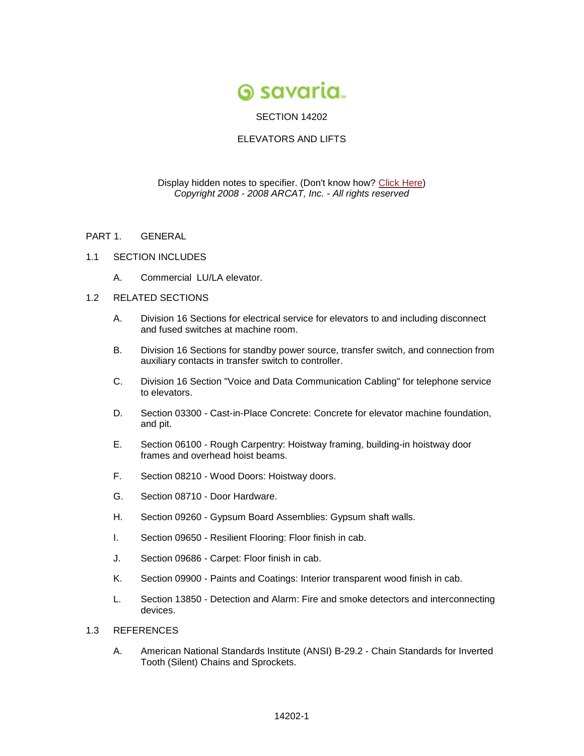savaria

# SECTION 14202

# ELEVATORS AND LIFTS

Display hidden notes to specifier. (Don't know how? Click Here)
*Copyright 2008 - 2008 ARCAT, Inc. - All rights reserved*

## PART 1. GENERAL

### 1.1 SECTION INCLUDES

A. Commercial LU/LA elevator.

### 1.2 RELATED SECTIONS

A. Division 16 Sections for electrical service for elevators to and including disconnect and fused switches at machine room.

B. Division 16 Sections for standby power source, transfer switch, and connection from auxiliary contacts in transfer switch to controller.

C. Division 16 Section "Voice and Data Communication Cabling" for telephone service to elevators.

D. Section 03300 - Cast-in-Place Concrete: Concrete for elevator machine foundation, and pit.

E. Section 06100 - Rough Carpentry: Hoistway framing, building-in hoistway door frames and overhead hoist beams.

F. Section 08210 - Wood Doors: Hoistway doors.

G. Section 08710 - Door Hardware.

H. Section 09260 - Gypsum Board Assemblies: Gypsum shaft walls.

I. Section 09650 - Resilient Flooring: Floor finish in cab.

J. Section 09686 - Carpet: Floor finish in cab.

K. Section 09900 - Paints and Coatings: Interior transparent wood finish in cab.

L. Section 13850 - Detection and Alarm: Fire and smoke detectors and interconnecting devices.

### 1.3 REFERENCES

A. American National Standards Institute (ANSI) B-29.2 - Chain Standards for Inverted Tooth (Silent) Chains and Sprockets.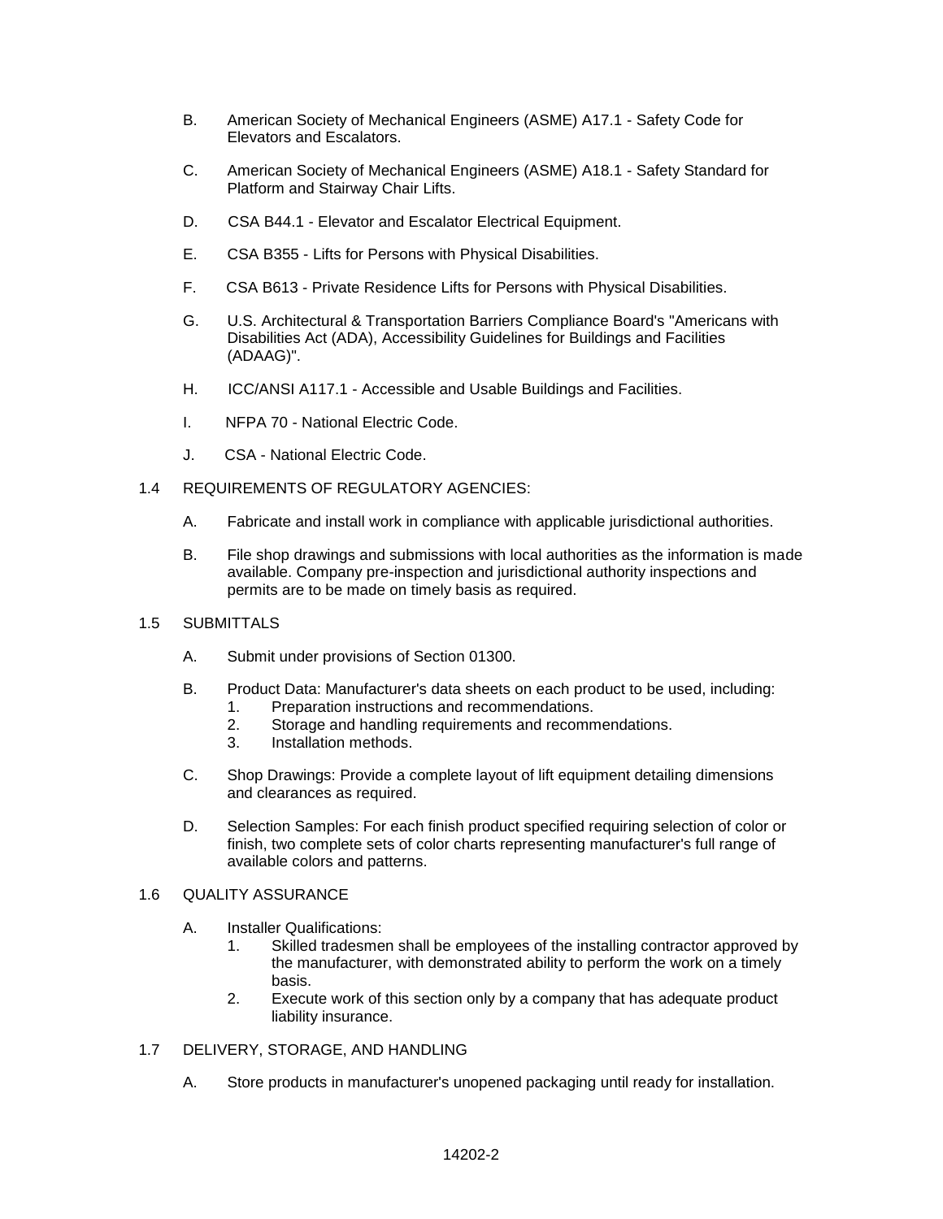B. American Society of Mechanical Engineers (ASME) A17.1 - Safety Code for Elevators and Escalators.

C. American Society of Mechanical Engineers (ASME) A18.1 - Safety Standard for Platform and Stairway Chair Lifts.

D. CSA B44.1 - Elevator and Escalator Electrical Equipment.

E. CSA B355 - Lifts for Persons with Physical Disabilities.

F. CSA B613 - Private Residence Lifts for Persons with Physical Disabilities.

G. U.S. Architectural & Transportation Barriers Compliance Board's "Americans with Disabilities Act (ADA), Accessibility Guidelines for Buildings and Facilities (ADAAG)".

H. ICC/ANSI A117.1 - Accessible and Usable Buildings and Facilities.

I. NFPA 70 - National Electric Code.

J. CSA - National Electric Code.

## 1.4 REQUIREMENTS OF REGULATORY AGENCIES:

A. Fabricate and install work in compliance with applicable jurisdictional authorities.

B. File shop drawings and submissions with local authorities as the information is made available. Company pre-inspection and jurisdictional authority inspections and permits are to be made on timely basis as required.

## 1.5 SUBMITTALS

A. Submit under provisions of Section 01300.

B. Product Data: Manufacturer's data sheets on each product to be used, including:
   1. Preparation instructions and recommendations.
   2. Storage and handling requirements and recommendations.
   3. Installation methods.

C. Shop Drawings: Provide a complete layout of lift equipment detailing dimensions and clearances as required.

D. Selection Samples: For each finish product specified requiring selection of color or finish, two complete sets of color charts representing manufacturer's full range of available colors and patterns.

## 1.6 QUALITY ASSURANCE

A. Installer Qualifications:
   1. Skilled tradesmen shall be employees of the installing contractor approved by the manufacturer, with demonstrated ability to perform the work on a timely basis.
   2. Execute work of this section only by a company that has adequate product liability insurance.

## 1.7 DELIVERY, STORAGE, AND HANDLING

A. Store products in manufacturer's unopened packaging until ready for installation.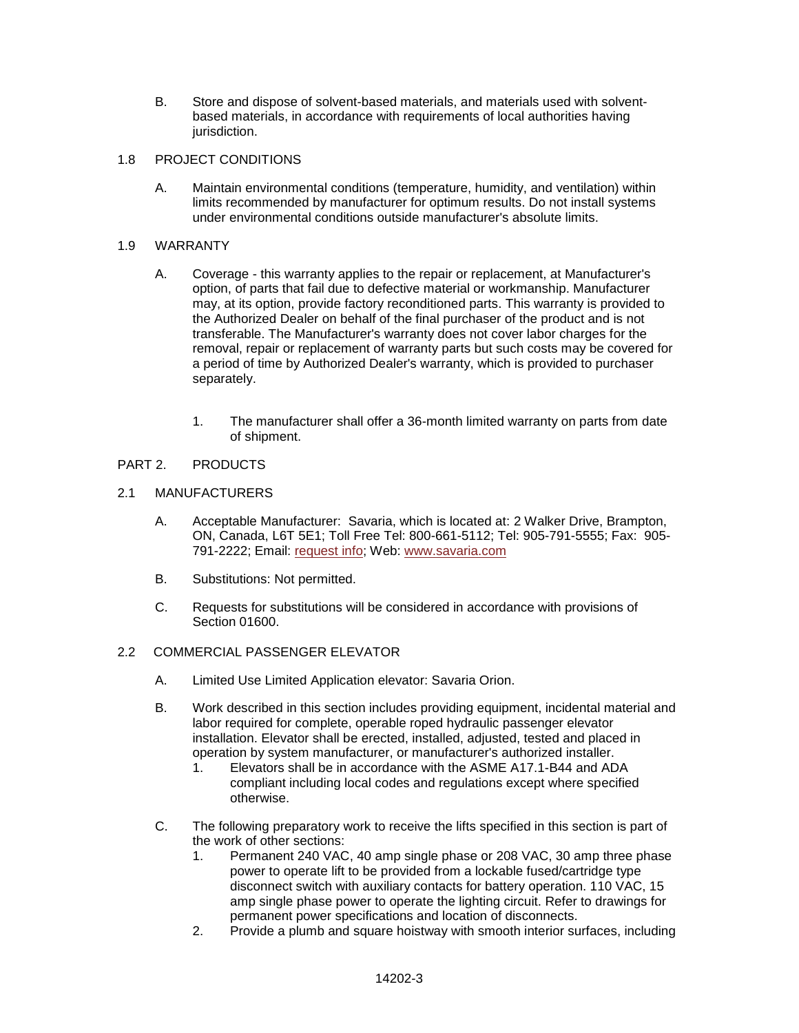B. Store and dispose of solvent-based materials, and materials used with solvent-based materials, in accordance with requirements of local authorities having jurisdiction.

1.8 PROJECT CONDITIONS

A. Maintain environmental conditions (temperature, humidity, and ventilation) within limits recommended by manufacturer for optimum results. Do not install systems under environmental conditions outside manufacturer's absolute limits.

1.9 WARRANTY

A. Coverage - this warranty applies to the repair or replacement, at Manufacturer's option, of parts that fail due to defective material or workmanship. Manufacturer may, at its option, provide factory reconditioned parts. This warranty is provided to the Authorized Dealer on behalf of the final purchaser of the product and is not transferable. The Manufacturer's warranty does not cover labor charges for the removal, repair or replacement of warranty parts but such costs may be covered for a period of time by Authorized Dealer's warranty, which is provided to purchaser separately.

1. The manufacturer shall offer a 36-month limited warranty on parts from date of shipment.

PART 2. PRODUCTS

2.1 MANUFACTURERS

A. Acceptable Manufacturer: Savaria, which is located at: 2 Walker Drive, Brampton, ON, Canada, L6T 5E1; Toll Free Tel: 800-661-5112; Tel: 905-791-5555; Fax: 905-791-2222; Email: request info; Web: www.savaria.com

B. Substitutions: Not permitted.

C. Requests for substitutions will be considered in accordance with provisions of Section 01600.

2.2 COMMERCIAL PASSENGER ELEVATOR

A. Limited Use Limited Application elevator: Savaria Orion.

B. Work described in this section includes providing equipment, incidental material and labor required for complete, operable roped hydraulic passenger elevator installation. Elevator shall be erected, installed, adjusted, tested and placed in operation by system manufacturer, or manufacturer's authorized installer.
   1. Elevators shall be in accordance with the ASME A17.1-B44 and ADA compliant including local codes and regulations except where specified otherwise.

C. The following preparatory work to receive the lifts specified in this section is part of the work of other sections:
   1. Permanent 240 VAC, 40 amp single phase or 208 VAC, 30 amp three phase power to operate lift to be provided from a lockable fused/cartridge type disconnect switch with auxiliary contacts for battery operation. 110 VAC, 15 amp single phase power to operate the lighting circuit. Refer to drawings for permanent power specifications and location of disconnects.
   2. Provide a plumb and square hoistway with smooth interior surfaces, including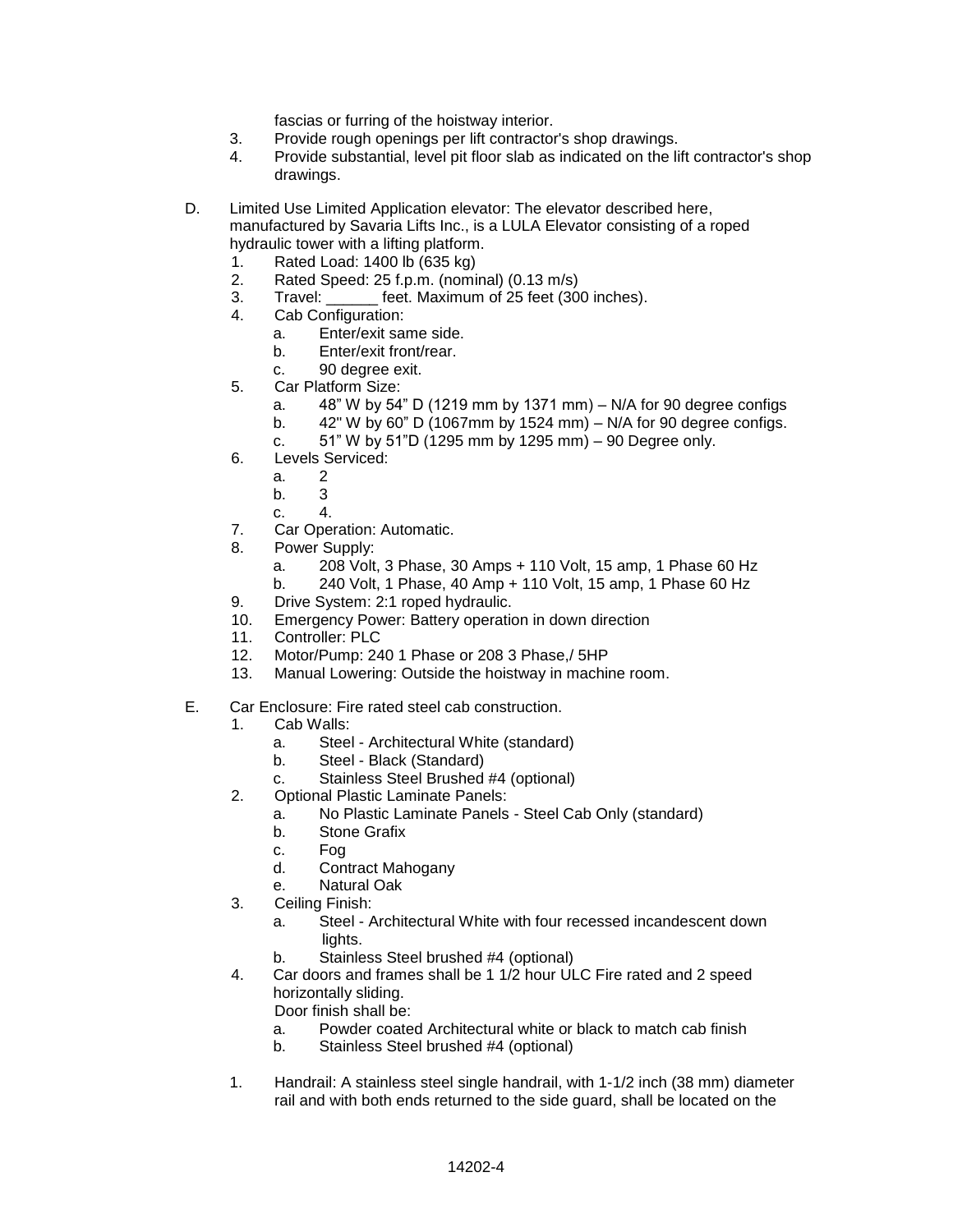fascias or furring of the hoistway interior.

3. Provide rough openings per lift contractor's shop drawings.
4. Provide substantial, level pit floor slab as indicated on the lift contractor's shop drawings.

D. Limited Use Limited Application elevator: The elevator described here, manufactured by Savaria Lifts Inc., is a LULA Elevator consisting of a roped hydraulic tower with a lifting platform.

1. Rated Load: 1400 lb (635 kg)
2. Rated Speed: 25 f.p.m. (nominal) (0.13 m/s)
3. Travel: ______ feet. Maximum of 25 feet (300 inches).
4. Cab Configuration:
   a. Enter/exit same side.
   b. Enter/exit front/rear.
   c. 90 degree exit.
5. Car Platform Size:
   a. 48” W by 54” D (1219 mm by 1371 mm) – N/A for 90 degree configs
   b. 42" W by 60” D (1067mm by 1524 mm) – N/A for 90 degree configs.
   c. 51” W by 51”D (1295 mm by 1295 mm) – 90 Degree only.
6. Levels Serviced:
   a. 2
   b. 3
   c. 4.
7. Car Operation: Automatic.
8. Power Supply:
   a. 208 Volt, 3 Phase, 30 Amps + 110 Volt, 15 amp, 1 Phase 60 Hz
   b. 240 Volt, 1 Phase, 40 Amp + 110 Volt, 15 amp, 1 Phase 60 Hz
9. Drive System: 2:1 roped hydraulic.
10. Emergency Power: Battery operation in down direction
11. Controller: PLC
12. Motor/Pump: 240 1 Phase or 208 3 Phase,/ 5HP
13. Manual Lowering: Outside the hoistway in machine room.

E. Car Enclosure: Fire rated steel cab construction.

1. Cab Walls:
   a. Steel - Architectural White (standard)
   b. Steel - Black (Standard)
   c. Stainless Steel Brushed #4 (optional)
2. Optional Plastic Laminate Panels:
   a. No Plastic Laminate Panels - Steel Cab Only (standard)
   b. Stone Grafix
   c. Fog
   d. Contract Mahogany
   e. Natural Oak
3. Ceiling Finish:
   a. Steel - Architectural White with four recessed incandescent down lights.
   b. Stainless Steel brushed #4 (optional)
4. Car doors and frames shall be 1 1/2 hour ULC Fire rated and 2 speed horizontally sliding.
   Door finish shall be:
   a. Powder coated Architectural white or black to match cab finish
   b. Stainless Steel brushed #4 (optional)

1. Handrail: A stainless steel single handrail, with 1-1/2 inch (38 mm) diameter rail and with both ends returned to the side guard, shall be located on the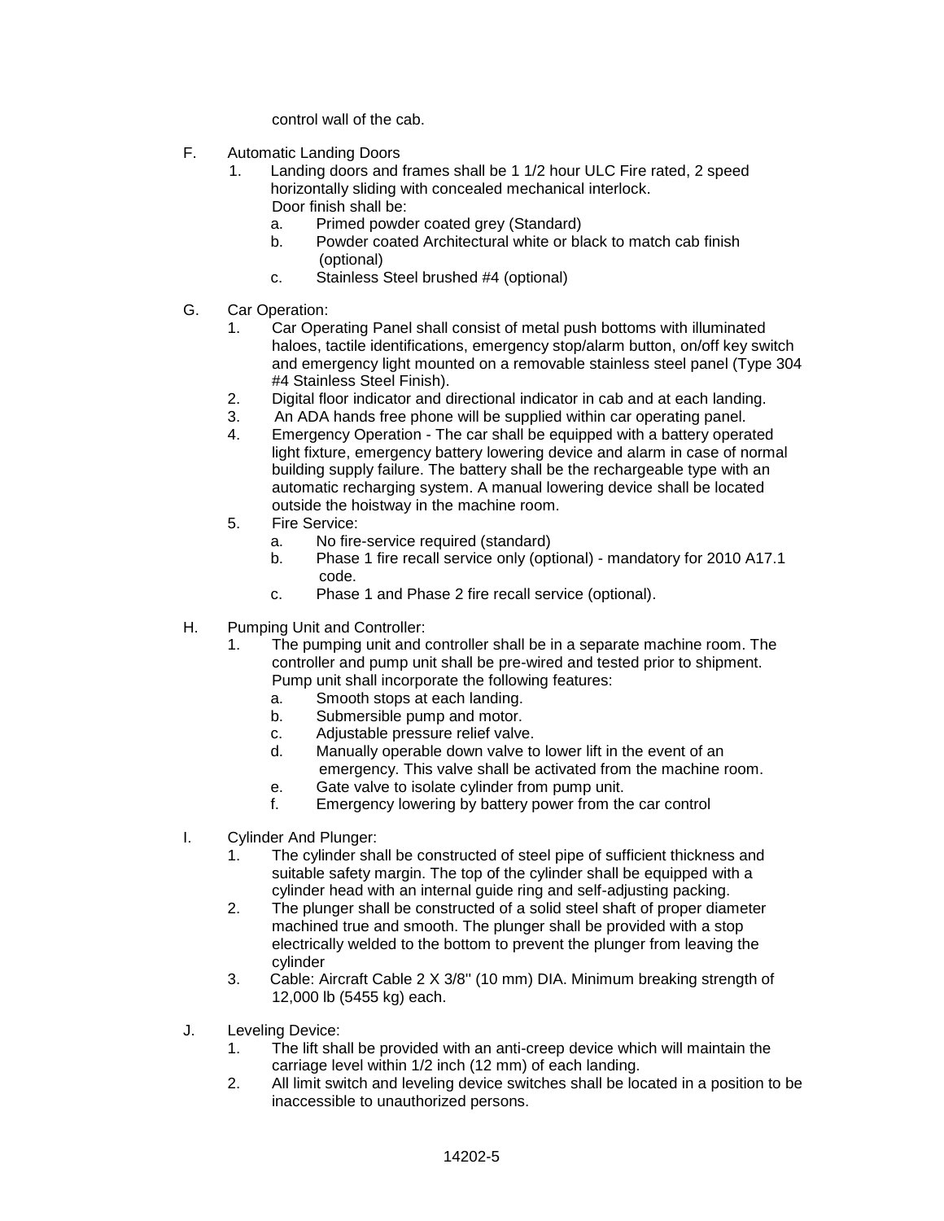control wall of the cab.

F. Automatic Landing Doors
   1. Landing doors and frames shall be 1 1/2 hour ULC Fire rated, 2 speed horizontally sliding with concealed mechanical interlock.
      Door finish shall be:
      a. Primed powder coated grey (Standard)
      b. Powder coated Architectural white or black to match cab finish (optional)
      c. Stainless Steel brushed #4 (optional)

G. Car Operation:
   1. Car Operating Panel shall consist of metal push bottoms with illuminated haloes, tactile identifications, emergency stop/alarm button, on/off key switch and emergency light mounted on a removable stainless steel panel (Type 304 #4 Stainless Steel Finish).
   2. Digital floor indicator and directional indicator in cab and at each landing.
   3. An ADA hands free phone will be supplied within car operating panel.
   4. Emergency Operation - The car shall be equipped with a battery operated light fixture, emergency battery lowering device and alarm in case of normal building supply failure. The battery shall be the rechargeable type with an automatic recharging system. A manual lowering device shall be located outside the hoistway in the machine room.
   5. Fire Service:
      a. No fire-service required (standard)
      b. Phase 1 fire recall service only (optional) - mandatory for 2010 A17.1 code.
      c. Phase 1 and Phase 2 fire recall service (optional).

H. Pumping Unit and Controller:
   1. The pumping unit and controller shall be in a separate machine room. The controller and pump unit shall be pre-wired and tested prior to shipment. Pump unit shall incorporate the following features:
      a. Smooth stops at each landing.
      b. Submersible pump and motor.
      c. Adjustable pressure relief valve.
      d. Manually operable down valve to lower lift in the event of an emergency. This valve shall be activated from the machine room.
      e. Gate valve to isolate cylinder from pump unit.
      f. Emergency lowering by battery power from the car control

I. Cylinder And Plunger:
   1. The cylinder shall be constructed of steel pipe of sufficient thickness and suitable safety margin. The top of the cylinder shall be equipped with a cylinder head with an internal guide ring and self-adjusting packing.
   2. The plunger shall be constructed of a solid steel shaft of proper diameter machined true and smooth. The plunger shall be provided with a stop electrically welded to the bottom to prevent the plunger from leaving the cylinder
   3. Cable: Aircraft Cable 2 X 3/8" (10 mm) DIA. Minimum breaking strength of 12,000 lb (5455 kg) each.

J. Leveling Device:
   1. The lift shall be provided with an anti-creep device which will maintain the carriage level within 1/2 inch (12 mm) of each landing.
   2. All limit switch and leveling device switches shall be located in a position to be inaccessible to unauthorized persons.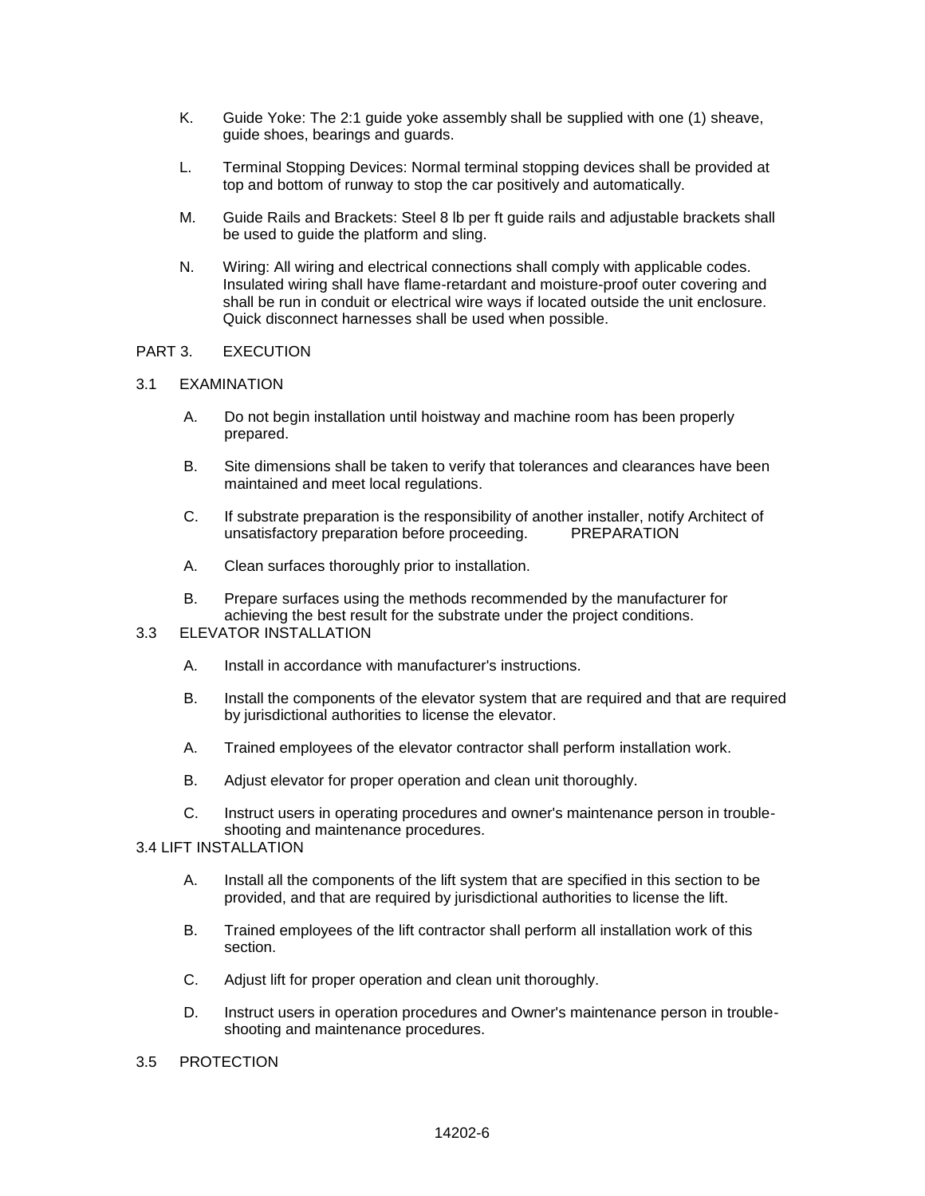K. Guide Yoke: The 2:1 guide yoke assembly shall be supplied with one (1) sheave, guide shoes, bearings and guards.

L. Terminal Stopping Devices: Normal terminal stopping devices shall be provided at top and bottom of runway to stop the car positively and automatically.

M. Guide Rails and Brackets: Steel 8 lb per ft guide rails and adjustable brackets shall be used to guide the platform and sling.

N. Wiring: All wiring and electrical connections shall comply with applicable codes. Insulated wiring shall have flame-retardant and moisture-proof outer covering and shall be run in conduit or electrical wire ways if located outside the unit enclosure. Quick disconnect harnesses shall be used when possible.

## PART 3. EXECUTION

### 3.1 EXAMINATION

A. Do not begin installation until hoistway and machine room has been properly prepared.

B. Site dimensions shall be taken to verify that tolerances and clearances have been maintained and meet local regulations.

C. If substrate preparation is the responsibility of another installer, notify Architect of unsatisfactory preparation before proceeding. PREPARATION

A. Clean surfaces thoroughly prior to installation.

B. Prepare surfaces using the methods recommended by the manufacturer for achieving the best result for the substrate under the project conditions.

### 3.3 ELEVATOR INSTALLATION

A. Install in accordance with manufacturer's instructions.

B. Install the components of the elevator system that are required and that are required by jurisdictional authorities to license the elevator.

A. Trained employees of the elevator contractor shall perform installation work.

B. Adjust elevator for proper operation and clean unit thoroughly.

C. Instruct users in operating procedures and owner's maintenance person in trouble-shooting and maintenance procedures.

### 3.4 LIFT INSTALLATION

A. Install all the components of the lift system that are specified in this section to be provided, and that are required by jurisdictional authorities to license the lift.

B. Trained employees of the lift contractor shall perform all installation work of this section.

C. Adjust lift for proper operation and clean unit thoroughly.

D. Instruct users in operation procedures and Owner's maintenance person in trouble-shooting and maintenance procedures.

### 3.5 PROTECTION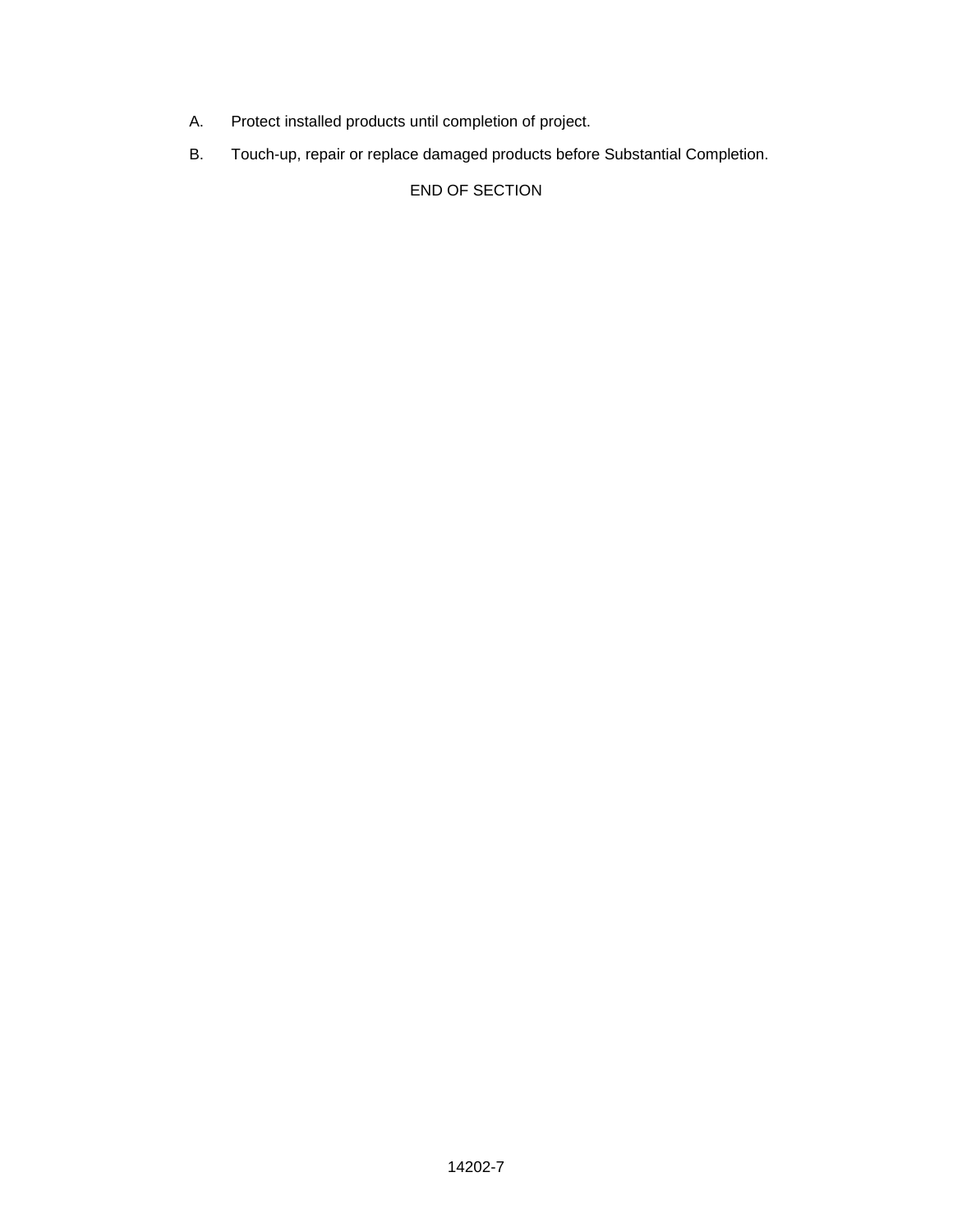A. Protect installed products until completion of project.

B. Touch-up, repair or replace damaged products before Substantial Completion.

END OF SECTION